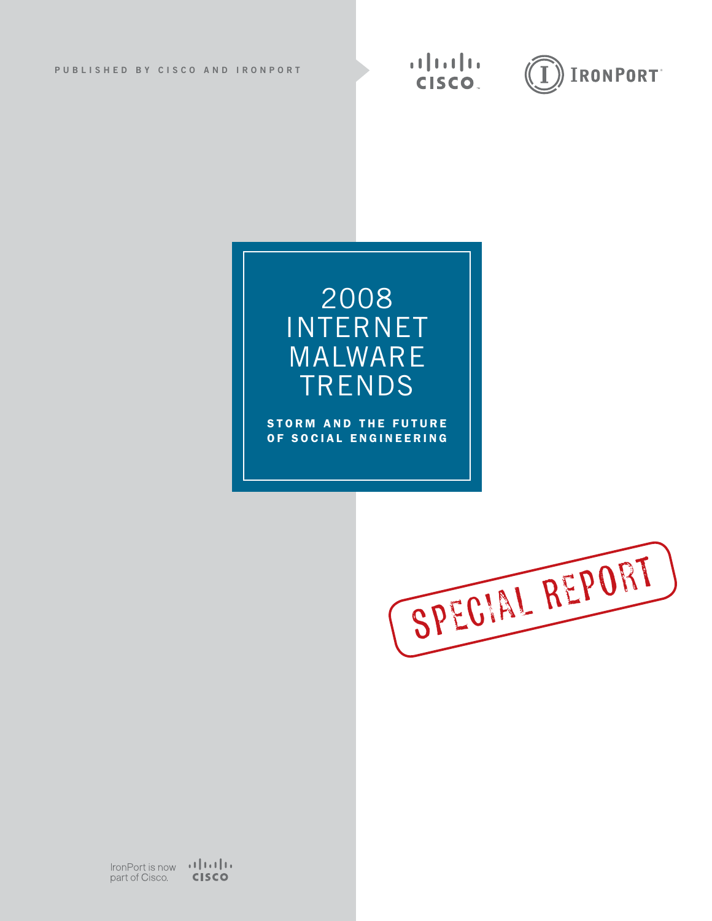PUBLISHED BY CISCO AND IRONPORT

# 2008 INTERNET MALWARE TRENDS

## STORM AND THE FUTURE OF SOCIAL ENGINEERING

SPECIAL REPORT

IronPort is now part of Cisco.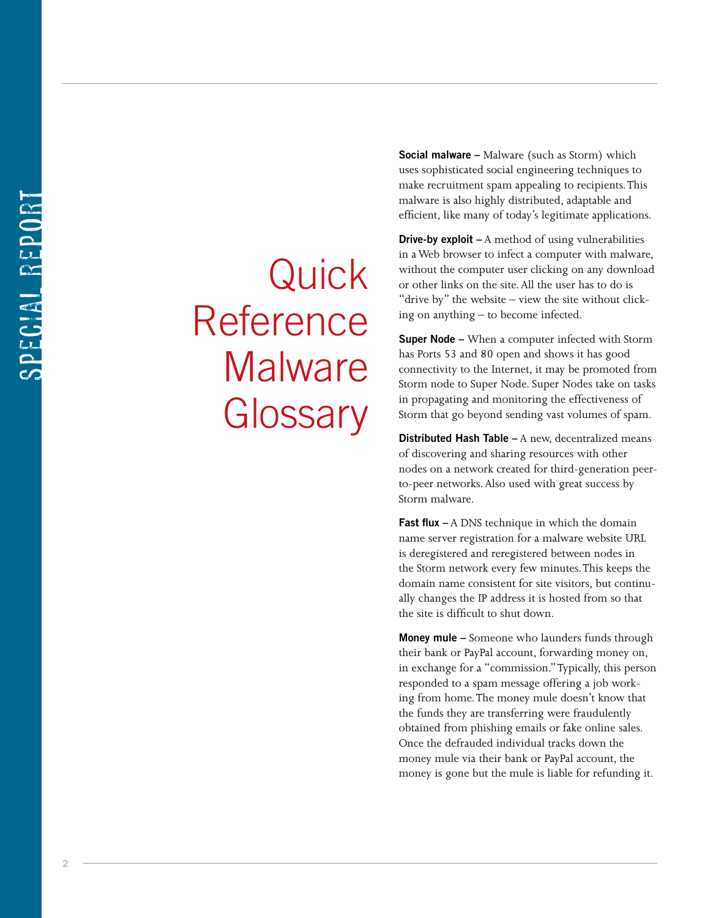# Quick Reference Malware Glossary

**Social malware –** Malware (such as Storm) which uses sophisticated social engineering techniques to make recruitment spam appealing to recipients. This malware is also highly distributed, adaptable and efficient, like many of today's legitimate applications.

**Drive-by exploit –** A method of using vulnerabilities in a Web browser to infect a computer with malware, without the computer user clicking on any download or other links on the site. All the user has to do is "drive by" the website – view the site without clicking on anything – to become infected.

**Super Node –** When a computer infected with Storm has Ports 53 and 80 open and shows it has good connectivity to the Internet, it may be promoted from Storm node to Super Node. Super Nodes take on tasks in propagating and monitoring the effectiveness of Storm that go beyond sending vast volumes of spam.

**Distributed Hash Table –** A new, decentralized means of discovering and sharing resources with other nodes on a network created for third-generation peer-to-peer networks. Also used with great success by Storm malware.

**Fast flux –** A DNS technique in which the domain name server registration for a malware website URL is deregistered and reregistered between nodes in the Storm network every few minutes. This keeps the domain name consistent for site visitors, but continually changes the IP address it is hosted from so that the site is difficult to shut down.

**Money mule –** Someone who launders funds through their bank or PayPal account, forwarding money on, in exchange for a "commission." Typically, this person responded to a spam message offering a job working from home. The money mule doesn't know that the funds they are transferring were fraudulently obtained from phishing emails or fake online sales. Once the defrauded individual tracks down the money mule via their bank or PayPal account, the money is gone but the mule is liable for refunding it.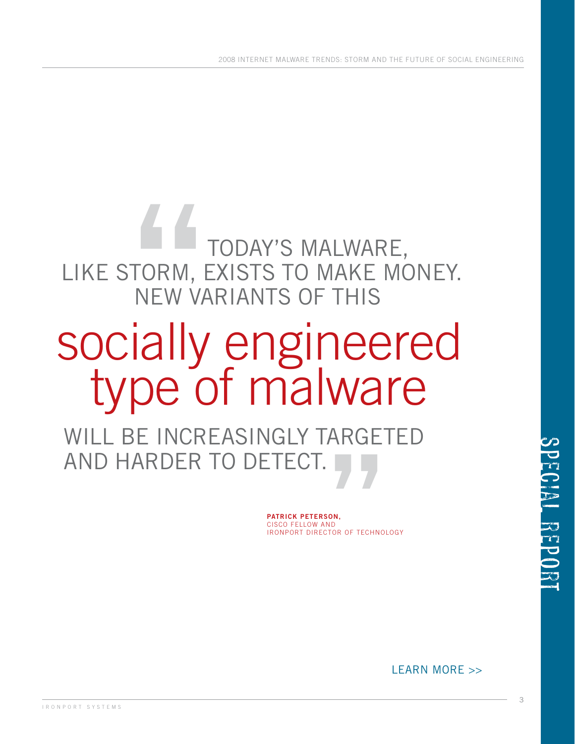> “TODAY’S MALWARE, LIKE STORM, EXISTS TO MAKE MONEY. NEW VARIANTS OF THIS
>
> socially engineered type of malware
>
> WILL BE INCREASINGLY TARGETED AND HARDER TO DETECT.”

**PATRICK PETERSON,**
CISCO FELLOW AND
IRONPORT DIRECTOR OF TECHNOLOGY

LEARN MORE >>

SPECIAL REPORT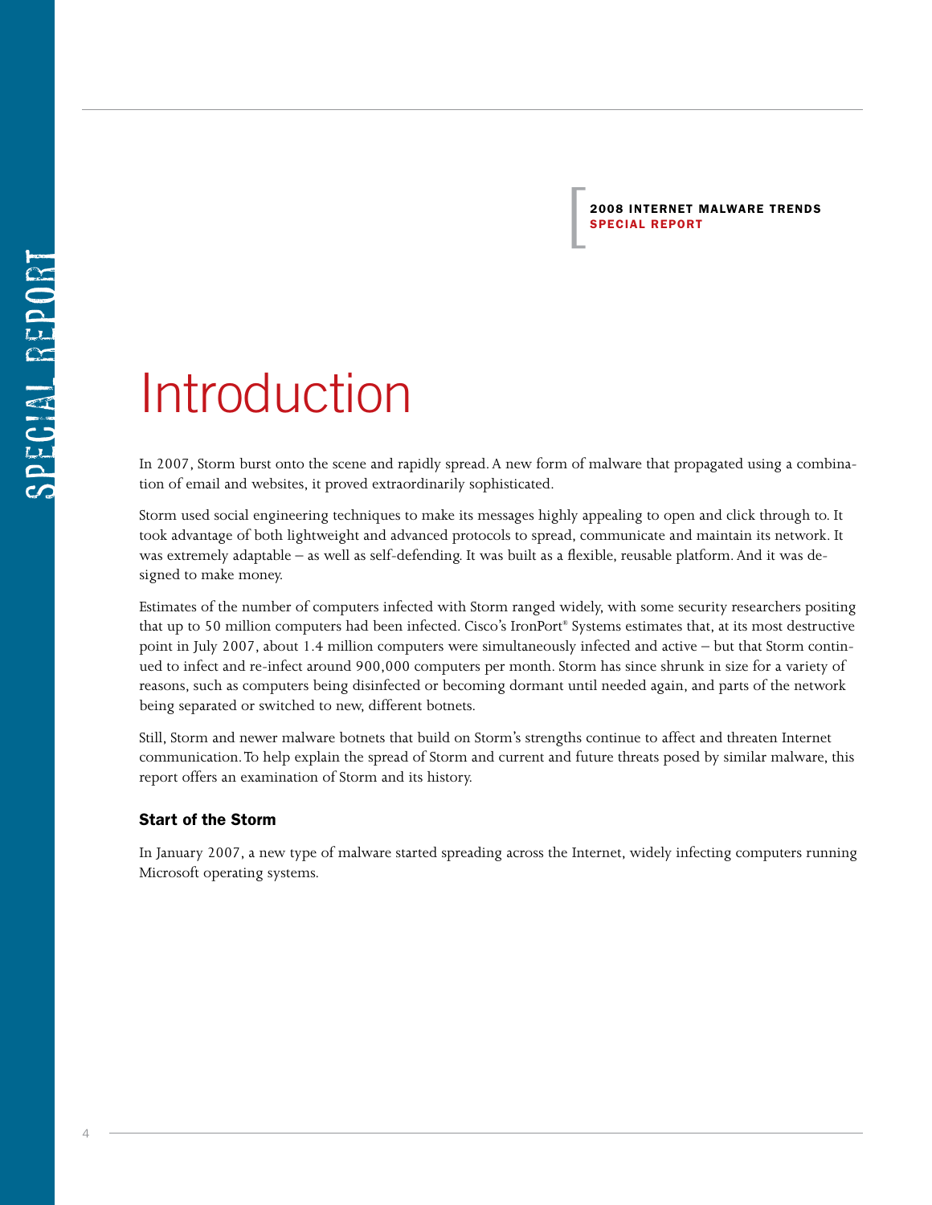# Introduction

In 2007, Storm burst onto the scene and rapidly spread. A new form of malware that propagated using a combination of email and websites, it proved extraordinarily sophisticated.

Storm used social engineering techniques to make its messages highly appealing to open and click through to. It took advantage of both lightweight and advanced protocols to spread, communicate and maintain its network. It was extremely adaptable – as well as self-defending. It was built as a flexible, reusable platform. And it was designed to make money.

Estimates of the number of computers infected with Storm ranged widely, with some security researchers positing that up to 50 million computers had been infected. Cisco's IronPort® Systems estimates that, at its most destructive point in July 2007, about 1.4 million computers were simultaneously infected and active – but that Storm continued to infect and re-infect around 900,000 computers per month. Storm has since shrunk in size for a variety of reasons, such as computers being disinfected or becoming dormant until needed again, and parts of the network being separated or switched to new, different botnets.

Still, Storm and newer malware botnets that build on Storm's strengths continue to affect and threaten Internet communication. To help explain the spread of Storm and current and future threats posed by similar malware, this report offers an examination of Storm and its history.

### Start of the Storm

In January 2007, a new type of malware started spreading across the Internet, widely infecting computers running Microsoft operating systems.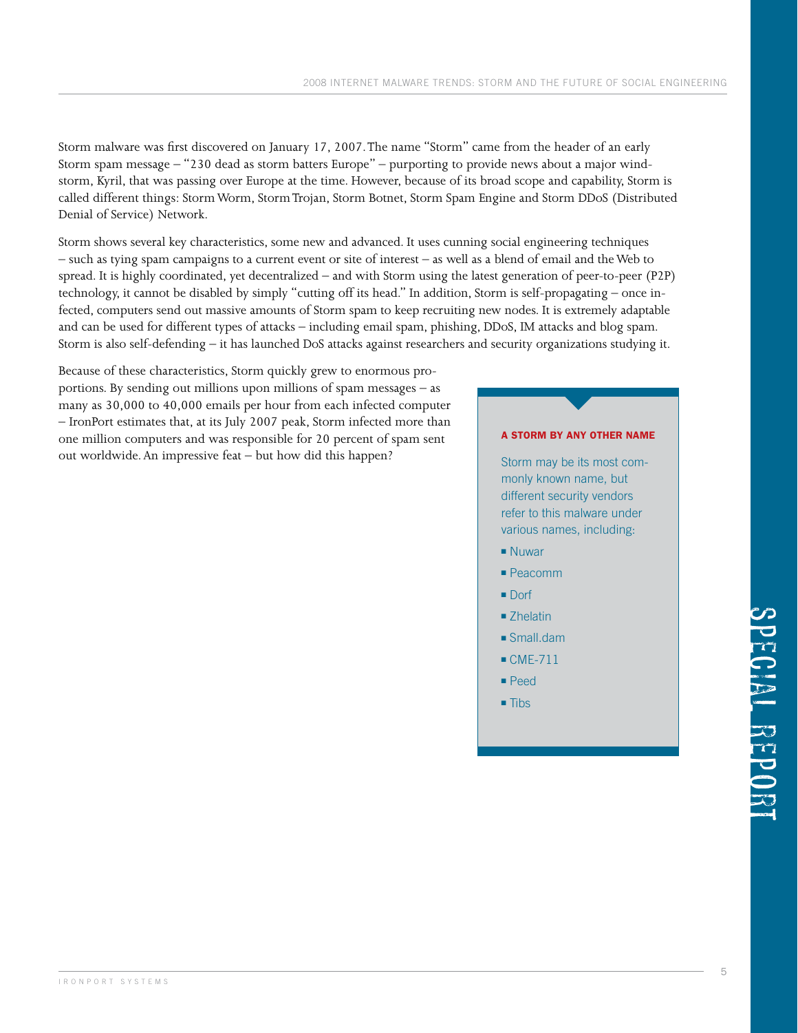Storm malware was first discovered on January 17, 2007. The name "Storm" came from the header of an early Storm spam message – "230 dead as storm batters Europe" – purporting to provide news about a major windstorm, Kyril, that was passing over Europe at the time. However, because of its broad scope and capability, Storm is called different things: Storm Worm, Storm Trojan, Storm Botnet, Storm Spam Engine and Storm DDoS (Distributed Denial of Service) Network.

Storm shows several key characteristics, some new and advanced. It uses cunning social engineering techniques – such as tying spam campaigns to a current event or site of interest – as well as a blend of email and the Web to spread. It is highly coordinated, yet decentralized – and with Storm using the latest generation of peer-to-peer (P2P) technology, it cannot be disabled by simply "cutting off its head." In addition, Storm is self-propagating – once infected, computers send out massive amounts of Storm spam to keep recruiting new nodes. It is extremely adaptable and can be used for different types of attacks – including email spam, phishing, DDoS, IM attacks and blog spam. Storm is also self-defending – it has launched DoS attacks against researchers and security organizations studying it.

Because of these characteristics, Storm quickly grew to enormous proportions. By sending out millions upon millions of spam messages – as many as 30,000 to 40,000 emails per hour from each infected computer – IronPort estimates that, at its July 2007 peak, Storm infected more than one million computers and was responsible for 20 percent of spam sent out worldwide. An impressive feat – but how did this happen?

**A STORM BY ANY OTHER NAME**

Storm may be its most commonly known name, but different security vendors refer to this malware under various names, including:

- Nuwar
- Peacomm
- Dorf
- Zhelatin
- Small.dam
- CME-711
- Peed
- Tibs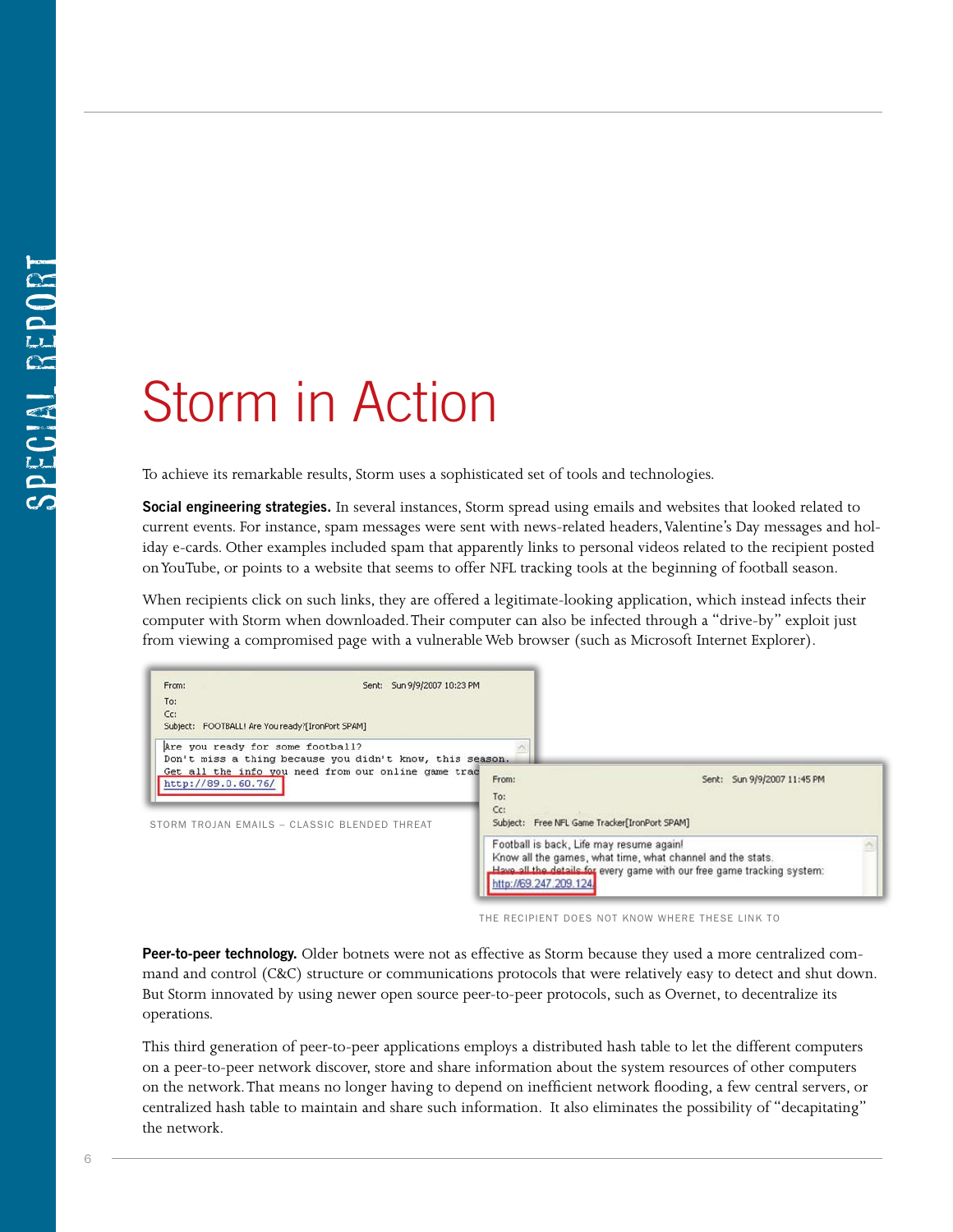# Storm in Action

To achieve its remarkable results, Storm uses a sophisticated set of tools and technologies.

**Social engineering strategies.** In several instances, Storm spread using emails and websites that looked related to current events. For instance, spam messages were sent with news-related headers, Valentine's Day messages and holiday e-cards. Other examples included spam that apparently links to personal videos related to the recipient posted on YouTube, or points to a website that seems to offer NFL tracking tools at the beginning of football season.

When recipients click on such links, they are offered a legitimate-looking application, which instead infects their computer with Storm when downloaded. Their computer can also be infected through a "drive-by" exploit just from viewing a compromised page with a vulnerable Web browser (such as Microsoft Internet Explorer).

From: Sent: Sun 9/9/2007 10:23 PM
To:
Cc:
Subject: FOOTBALL! Are You ready?[IronPort SPAM]

```
Are you ready for some football?
Don't miss a thing because you didn't know, this season.
Get all the info you need from our online game trac
http://89.0.60.76/
```

STORM TROJAN EMAILS – CLASSIC BLENDED THREAT

From: Sent: Sun 9/9/2007 11:45 PM
To:
Cc:
Subject: Free NFL Game Tracker[IronPort SPAM]

Football is back, Life may resume again!
Know all the games, what time, what channel and the stats.
Have all the details for every game with our free game tracking system:
http://69.247.209.124

THE RECIPIENT DOES NOT KNOW WHERE THESE LINK TO

**Peer-to-peer technology.** Older botnets were not as effective as Storm because they used a more centralized command and control (C&C) structure or communications protocols that were relatively easy to detect and shut down. But Storm innovated by using newer open source peer-to-peer protocols, such as Overnet, to decentralize its operations.

This third generation of peer-to-peer applications employs a distributed hash table to let the different computers on a peer-to-peer network discover, store and share information about the system resources of other computers on the network. That means no longer having to depend on inefficient network flooding, a few central servers, or centralized hash table to maintain and share such information. It also eliminates the possibility of "decapitating" the network.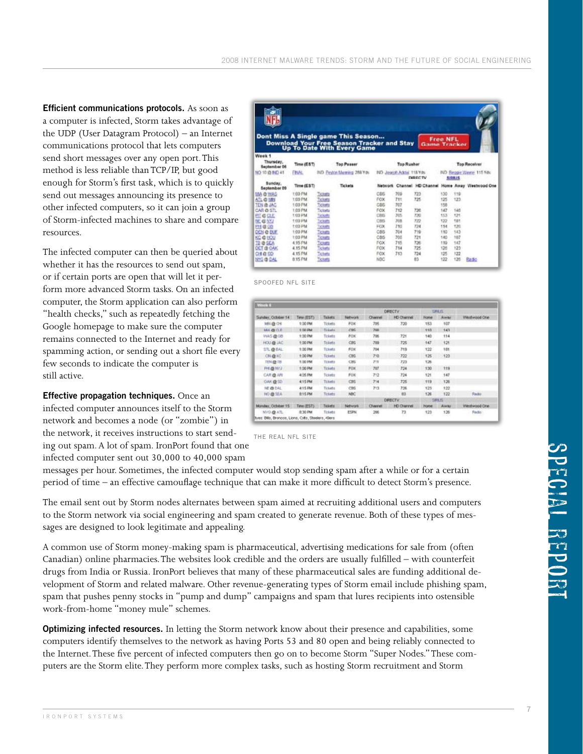**Efficient communications protocols.** As soon as a computer is infected, Storm takes advantage of the UDP (User Datagram Protocol) – an Internet communications protocol that lets computers send short messages over any open port. This method is less reliable than TCP/IP, but good enough for Storm's first task, which is to quickly send out messages announcing its presence to other infected computers, so it can join a group of Storm-infected machines to share and compare resources.

The infected computer can then be queried about whether it has the resources to send out spam, or if certain ports are open that will let it perform more advanced Storm tasks. On an infected computer, the Storm application can also perform "health checks," such as repeatedly fetching the Google homepage to make sure the computer remains connected to the Internet and ready for spamming action, or sending out a short file every few seconds to indicate the computer is still active.

SPOOFED NFL SITE

THE REAL NFL SITE

**Effective propagation techniques.** Once an infected computer announces itself to the Storm network and becomes a node (or "zombie") in the network, it receives instructions to start sending out spam. A lot of spam. IronPort found that one infected computer sent out 30,000 to 40,000 spam messages per hour. Sometimes, the infected computer would stop sending spam after a while or for a certain period of time – an effective camouflage technique that can make it more difficult to detect Storm's presence.

The email sent out by Storm nodes alternates between spam aimed at recruiting additional users and computers to the Storm network via social engineering and spam created to generate revenue. Both of these types of messages are designed to look legitimate and appealing.

A common use of Storm money-making spam is pharmaceutical, advertising medications for sale from (often Canadian) online pharmacies. The websites look credible and the orders are usually fulfilled – with counterfeit drugs from India or Russia. IronPort believes that many of these pharmaceutical sales are funding additional development of Storm and related malware. Other revenue-generating types of Storm email include phishing spam, spam that pushes penny stocks in "pump and dump" campaigns and spam that lures recipients into ostensible work-from-home "money mule" schemes.

**Optimizing infected resources.** In letting the Storm network know about their presence and capabilities, some computers identify themselves to the network as having Ports 53 and 80 open and being reliably connected to the Internet. These five percent of infected computers then go on to become Storm "Super Nodes." These computers are the Storm elite. They perform more complex tasks, such as hosting Storm recruitment and Storm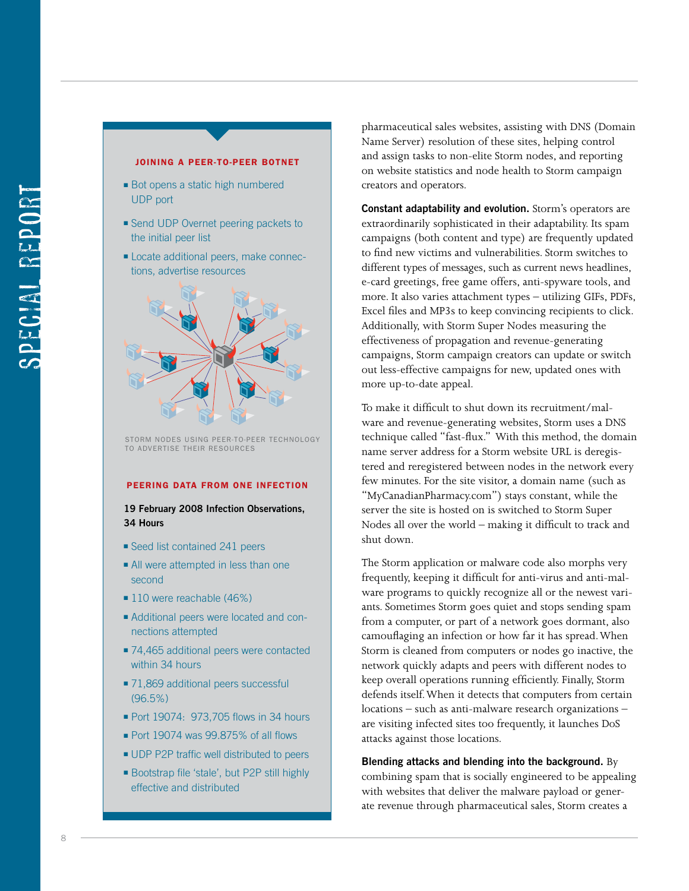### JOINING A PEER-TO-PEER BOTNET

- Bot opens a static high numbered UDP port
- Send UDP Overnet peering packets to the initial peer list
- Locate additional peers, make connections, advertise resources

STORM NODES USING PEER-TO-PEER TECHNOLOGY TO ADVERTISE THEIR RESOURCES

### PEERING DATA FROM ONE INFECTION

**19 February 2008 Infection Observations, 34 Hours**

- Seed list contained 241 peers
- All were attempted in less than one second
- 110 were reachable (46%)
- Additional peers were located and connections attempted
- 74,465 additional peers were contacted within 34 hours
- 71,869 additional peers successful (96.5%)
- Port 19074: 973,705 flows in 34 hours
- Port 19074 was 99.875% of all flows
- UDP P2P traffic well distributed to peers
- Bootstrap file 'stale', but P2P still highly effective and distributed

pharmaceutical sales websites, assisting with DNS (Domain Name Server) resolution of these sites, helping control and assign tasks to non-elite Storm nodes, and reporting on website statistics and node health to Storm campaign creators and operators.

**Constant adaptability and evolution.** Storm's operators are extraordinarily sophisticated in their adaptability. Its spam campaigns (both content and type) are frequently updated to find new victims and vulnerabilities. Storm switches to different types of messages, such as current news headlines, e-card greetings, free game offers, anti-spyware tools, and more. It also varies attachment types – utilizing GIFs, PDFs, Excel files and MP3s to keep convincing recipients to click. Additionally, with Storm Super Nodes measuring the effectiveness of propagation and revenue-generating campaigns, Storm campaign creators can update or switch out less-effective campaigns for new, updated ones with more up-to-date appeal.

To make it difficult to shut down its recruitment/malware and revenue-generating websites, Storm uses a DNS technique called "fast-flux." With this method, the domain name server address for a Storm website URL is deregistered and reregistered between nodes in the network every few minutes. For the site visitor, a domain name (such as "MyCanadianPharmacy.com") stays constant, while the server the site is hosted on is switched to Storm Super Nodes all over the world – making it difficult to track and shut down.

The Storm application or malware code also morphs very frequently, keeping it difficult for anti-virus and anti-malware programs to quickly recognize all or the newest variants. Sometimes Storm goes quiet and stops sending spam from a computer, or part of a network goes dormant, also camouflaging an infection or how far it has spread. When Storm is cleaned from computers or nodes go inactive, the network quickly adapts and peers with different nodes to keep overall operations running efficiently. Finally, Storm defends itself. When it detects that computers from certain locations – such as anti-malware research organizations – are visiting infected sites too frequently, it launches DoS attacks against those locations.

**Blending attacks and blending into the background.** By combining spam that is socially engineered to be appealing with websites that deliver the malware payload or generate revenue through pharmaceutical sales, Storm creates a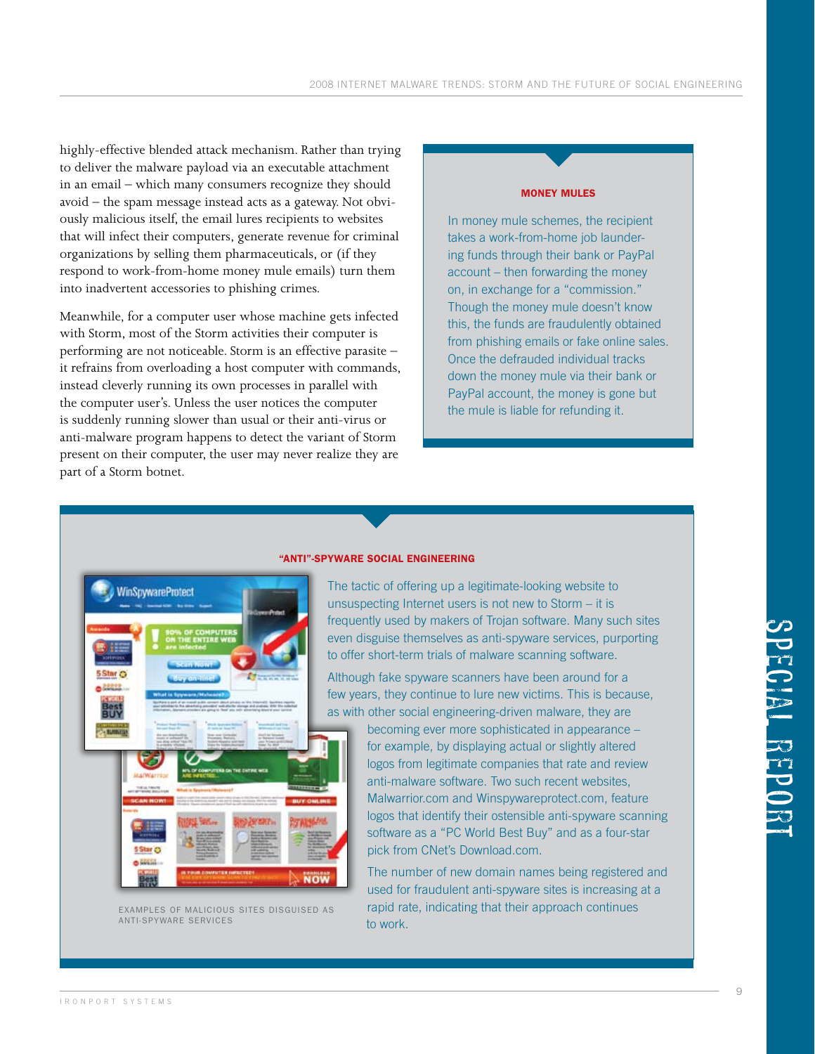highly-effective blended attack mechanism. Rather than trying to deliver the malware payload via an executable attachment in an email – which many consumers recognize they should avoid – the spam message instead acts as a gateway. Not obviously malicious itself, the email lures recipients to websites that will infect their computers, generate revenue for criminal organizations by selling them pharmaceuticals, or (if they respond to work-from-home money mule emails) turn them into inadvertent accessories to phishing crimes.

Meanwhile, for a computer user whose machine gets infected with Storm, most of the Storm activities their computer is performing are not noticeable. Storm is an effective parasite – it refrains from overloading a host computer with commands, instead cleverly running its own processes in parallel with the computer user's. Unless the user notices the computer is suddenly running slower than usual or their anti-virus or anti-malware program happens to detect the variant of Storm present on their computer, the user may never realize they are part of a Storm botnet.

### MONEY MULES

In money mule schemes, the recipient takes a work-from-home job laundering funds through their bank or PayPal account – then forwarding the money on, in exchange for a "commission." Though the money mule doesn't know this, the funds are fraudulently obtained from phishing emails or fake online sales. Once the defrauded individual tracks down the money mule via their bank or PayPal account, the money is gone but the mule is liable for refunding it.

### "ANTI"-SPYWARE SOCIAL ENGINEERING

The tactic of offering up a legitimate-looking website to unsuspecting Internet users is not new to Storm – it is frequently used by makers of Trojan software. Many such sites even disguise themselves as anti-spyware services, purporting to offer short-term trials of malware scanning software.

Although fake spyware scanners have been around for a few years, they continue to lure new victims. This is because, as with other social engineering-driven malware, they are becoming ever more sophisticated in appearance – for example, by displaying actual or slightly altered logos from legitimate companies that rate and review anti-malware software. Two such recent websites, Malwarrior.com and Winspywareprotect.com, feature logos that identify their ostensible anti-spyware scanning software as a "PC World Best Buy" and as a four-star pick from CNet's Download.com.

The number of new domain names being registered and used for fraudulent anti-spyware sites is increasing at a rapid rate, indicating that their approach continues to work.

EXAMPLES OF MALICIOUS SITES DISGUISED AS ANTI-SPYWARE SERVICES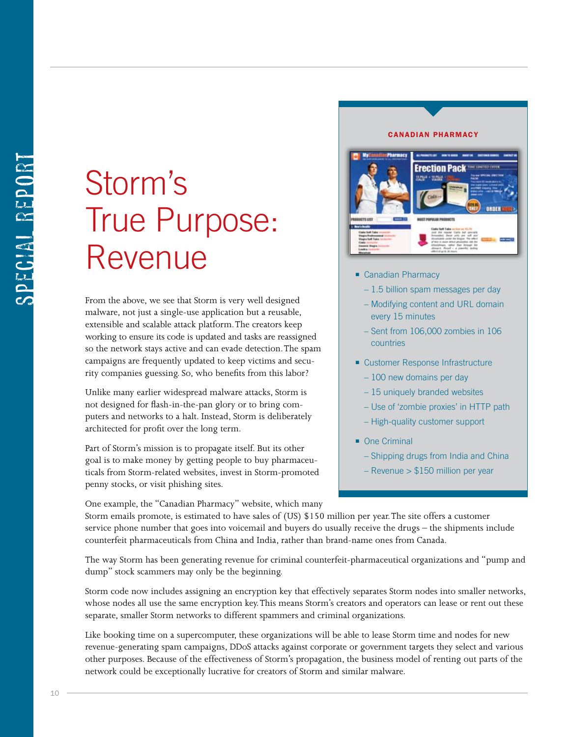# Storm's True Purpose: Revenue

From the above, we see that Storm is very well designed malware, not just a single-use application but a reusable, extensible and scalable attack platform. The creators keep working to ensure its code is updated and tasks are reassigned so the network stays active and can evade detection. The spam campaigns are frequently updated to keep victims and security companies guessing. So, who benefits from this labor?

Unlike many earlier widespread malware attacks, Storm is not designed for flash-in-the-pan glory or to bring computers and networks to a halt. Instead, Storm is deliberately architected for profit over the long term.

Part of Storm's mission is to propagate itself. But its other goal is to make money by getting people to buy pharmaceuticals from Storm-related websites, invest in Storm-promoted penny stocks, or visit phishing sites.

One example, the "Canadian Pharmacy" website, which many Storm emails promote, is estimated to have sales of (US) $150 million per year. The site offers a customer service phone number that goes into voicemail and buyers do usually receive the drugs – the shipments include counterfeit pharmaceuticals from China and India, rather than brand-name ones from Canada.

The way Storm has been generating revenue for criminal counterfeit-pharmaceutical organizations and "pump and dump" stock scammers may only be the beginning.

Storm code now includes assigning an encryption key that effectively separates Storm nodes into smaller networks, whose nodes all use the same encryption key. This means Storm's creators and operators can lease or rent out these separate, smaller Storm networks to different spammers and criminal organizations.

Like booking time on a supercomputer, these organizations will be able to lease Storm time and nodes for new revenue-generating spam campaigns, DDoS attacks against corporate or government targets they select and various other purposes. Because of the effectiveness of Storm's propagation, the business model of renting out parts of the network could be exceptionally lucrative for creators of Storm and similar malware.

**CANADIAN PHARMACY**

- Canadian Pharmacy
  - 1.5 billion spam messages per day
  - Modifying content and URL domain every 15 minutes
  - Sent from 106,000 zombies in 106 countries
- Customer Response Infrastructure
  - 100 new domains per day
  - 15 uniquely branded websites
  - Use of 'zombie proxies' in HTTP path
  - High-quality customer support
- One Criminal
  - Shipping drugs from India and China
  - Revenue > $150 million per year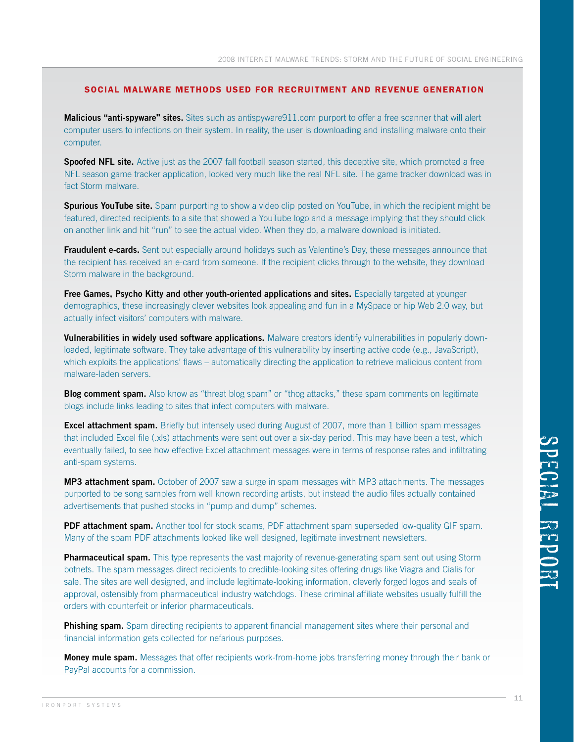## SOCIAL MALWARE METHODS USED FOR RECRUITMENT AND REVENUE GENERATION

**Malicious "anti-spyware" sites.** Sites such as antispyware911.com purport to offer a free scanner that will alert computer users to infections on their system. In reality, the user is downloading and installing malware onto their computer.

**Spoofed NFL site.** Active just as the 2007 fall football season started, this deceptive site, which promoted a free NFL season game tracker application, looked very much like the real NFL site. The game tracker download was in fact Storm malware.

**Spurious YouTube site.** Spam purporting to show a video clip posted on YouTube, in which the recipient might be featured, directed recipients to a site that showed a YouTube logo and a message implying that they should click on another link and hit "run" to see the actual video. When they do, a malware download is initiated.

**Fraudulent e-cards.** Sent out especially around holidays such as Valentine's Day, these messages announce that the recipient has received an e-card from someone. If the recipient clicks through to the website, they download Storm malware in the background.

**Free Games, Psycho Kitty and other youth-oriented applications and sites.** Especially targeted at younger demographics, these increasingly clever websites look appealing and fun in a MySpace or hip Web 2.0 way, but actually infect visitors' computers with malware.

**Vulnerabilities in widely used software applications.** Malware creators identify vulnerabilities in popularly downloaded, legitimate software. They take advantage of this vulnerability by inserting active code (e.g., JavaScript), which exploits the applications' flaws – automatically directing the application to retrieve malicious content from malware-laden servers.

**Blog comment spam.** Also know as "threat blog spam" or "thog attacks," these spam comments on legitimate blogs include links leading to sites that infect computers with malware.

**Excel attachment spam.** Briefly but intensely used during August of 2007, more than 1 billion spam messages that included Excel file (.xls) attachments were sent out over a six-day period. This may have been a test, which eventually failed, to see how effective Excel attachment messages were in terms of response rates and infiltrating anti-spam systems.

**MP3 attachment spam.** October of 2007 saw a surge in spam messages with MP3 attachments. The messages purported to be song samples from well known recording artists, but instead the audio files actually contained advertisements that pushed stocks in "pump and dump" schemes.

**PDF attachment spam.** Another tool for stock scams, PDF attachment spam superseded low-quality GIF spam. Many of the spam PDF attachments looked like well designed, legitimate investment newsletters.

**Pharmaceutical spam.** This type represents the vast majority of revenue-generating spam sent out using Storm botnets. The spam messages direct recipients to credible-looking sites offering drugs like Viagra and Cialis for sale. The sites are well designed, and include legitimate-looking information, cleverly forged logos and seals of approval, ostensibly from pharmaceutical industry watchdogs. These criminal affiliate websites usually fulfill the orders with counterfeit or inferior pharmaceuticals.

**Phishing spam.** Spam directing recipients to apparent financial management sites where their personal and financial information gets collected for nefarious purposes.

**Money mule spam.** Messages that offer recipients work-from-home jobs transferring money through their bank or PayPal accounts for a commission.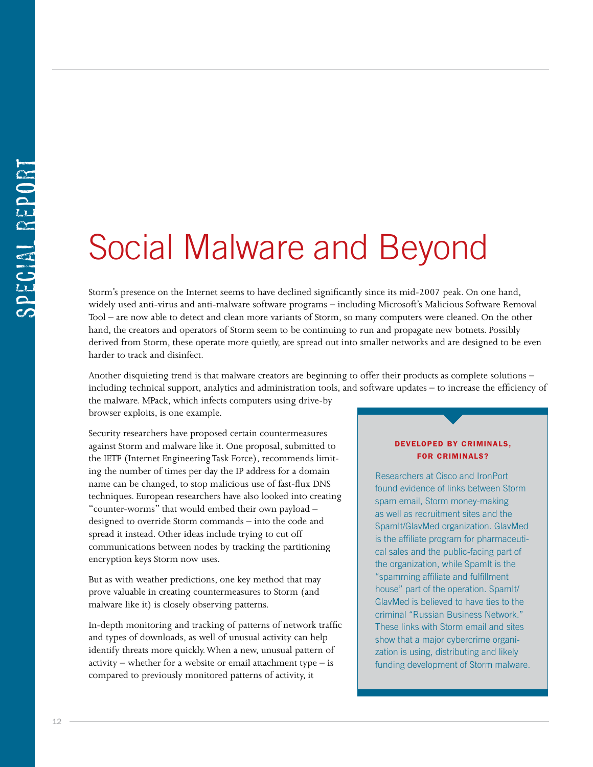# Social Malware and Beyond

Storm's presence on the Internet seems to have declined significantly since its mid-2007 peak. On one hand, widely used anti-virus and anti-malware software programs – including Microsoft's Malicious Software Removal Tool – are now able to detect and clean more variants of Storm, so many computers were cleaned. On the other hand, the creators and operators of Storm seem to be continuing to run and propagate new botnets. Possibly derived from Storm, these operate more quietly, are spread out into smaller networks and are designed to be even harder to track and disinfect.

Another disquieting trend is that malware creators are beginning to offer their products as complete solutions – including technical support, analytics and administration tools, and software updates – to increase the efficiency of the malware. MPack, which infects computers using drive-by browser exploits, is one example.

Security researchers have proposed certain countermeasures against Storm and malware like it. One proposal, submitted to the IETF (Internet Engineering Task Force), recommends limiting the number of times per day the IP address for a domain name can be changed, to stop malicious use of fast-flux DNS techniques. European researchers have also looked into creating "counter-worms" that would embed their own payload – designed to override Storm commands – into the code and spread it instead. Other ideas include trying to cut off communications between nodes by tracking the partitioning encryption keys Storm now uses.

But as with weather predictions, one key method that may prove valuable in creating countermeasures to Storm (and malware like it) is closely observing patterns.

In-depth monitoring and tracking of patterns of network traffic and types of downloads, as well of unusual activity can help identify threats more quickly. When a new, unusual pattern of activity – whether for a website or email attachment type – is compared to previously monitored patterns of activity, it

**DEVELOPED BY CRIMINALS, FOR CRIMINALS?**

Researchers at Cisco and IronPort found evidence of links between Storm spam email, Storm money-making as well as recruitment sites and the SpamIt/GlavMed organization. GlavMed is the affiliate program for pharmaceutical sales and the public-facing part of the organization, while SpamIt is the "spamming affiliate and fulfillment house" part of the operation. SpamIt/GlavMed is believed to have ties to the criminal "Russian Business Network." These links with Storm email and sites show that a major cybercrime organization is using, distributing and likely funding development of Storm malware.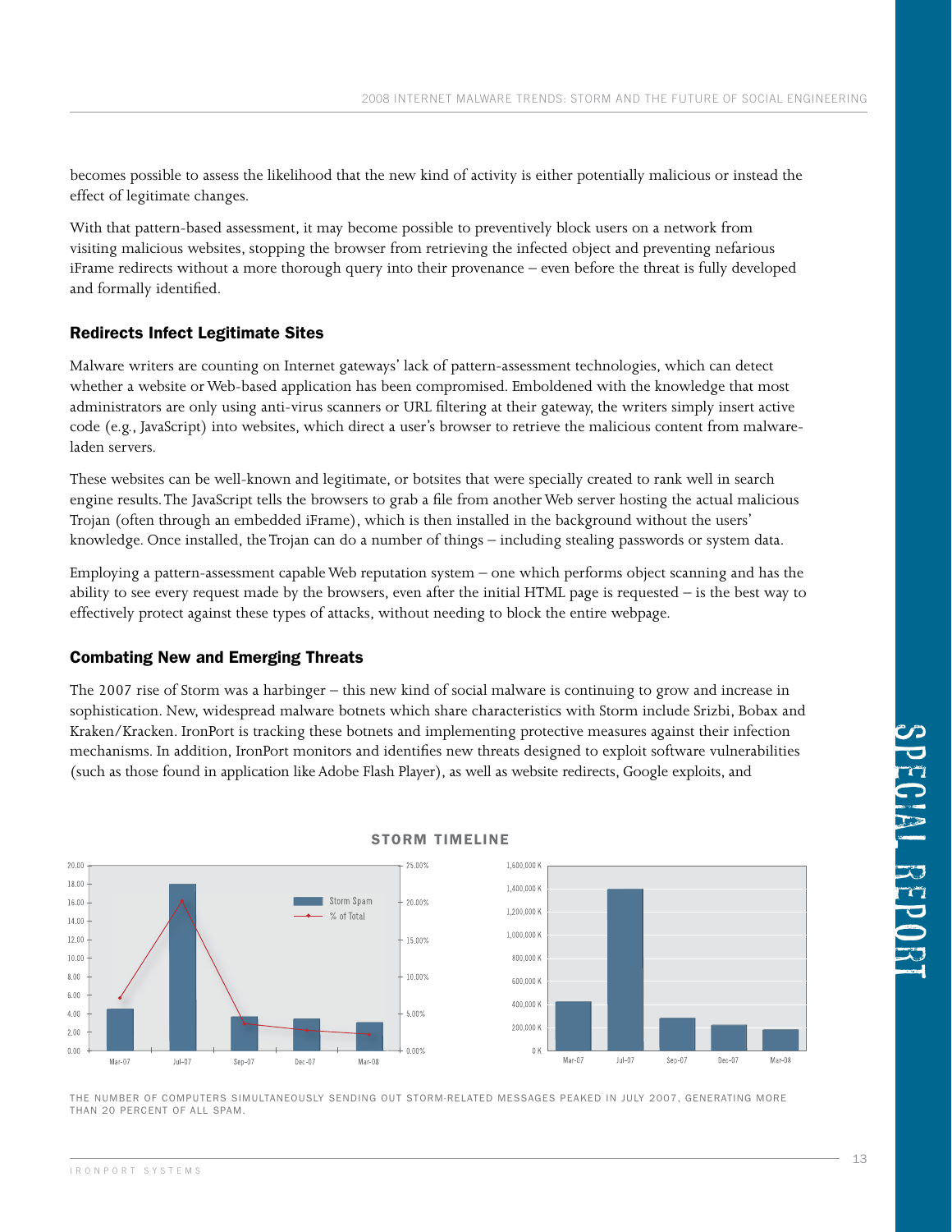becomes possible to assess the likelihood that the new kind of activity is either potentially malicious or instead the effect of legitimate changes.

With that pattern-based assessment, it may become possible to preventively block users on a network from visiting malicious websites, stopping the browser from retrieving the infected object and preventing nefarious iFrame redirects without a more thorough query into their provenance – even before the threat is fully developed and formally identified.

### Redirects Infect Legitimate Sites

Malware writers are counting on Internet gateways' lack of pattern-assessment technologies, which can detect whether a website or Web-based application has been compromised. Emboldened with the knowledge that most administrators are only using anti-virus scanners or URL filtering at their gateway, the writers simply insert active code (e.g., JavaScript) into websites, which direct a user's browser to retrieve the malicious content from malware-laden servers.

These websites can be well-known and legitimate, or botsites that were specially created to rank well in search engine results. The JavaScript tells the browsers to grab a file from another Web server hosting the actual malicious Trojan (often through an embedded iFrame), which is then installed in the background without the users' knowledge. Once installed, the Trojan can do a number of things – including stealing passwords or system data.

Employing a pattern-assessment capable Web reputation system – one which performs object scanning and has the ability to see every request made by the browsers, even after the initial HTML page is requested – is the best way to effectively protect against these types of attacks, without needing to block the entire webpage.

### Combating New and Emerging Threats

The 2007 rise of Storm was a harbinger – this new kind of social malware is continuing to grow and increase in sophistication. New, widespread malware botnets which share characteristics with Storm include Srizbi, Bobax and Kraken/Kracken. IronPort is tracking these botnets and implementing protective measures against their infection mechanisms. In addition, IronPort monitors and identifies new threats designed to exploit software vulnerabilities (such as those found in application like Adobe Flash Player), as well as website redirects, Google exploits, and

**STORM TIMELINE**

THE NUMBER OF COMPUTERS SIMULTANEOUSLY SENDING OUT STORM-RELATED MESSAGES PEAKED IN JULY 2007, GENERATING MORE THAN 20 PERCENT OF ALL SPAM.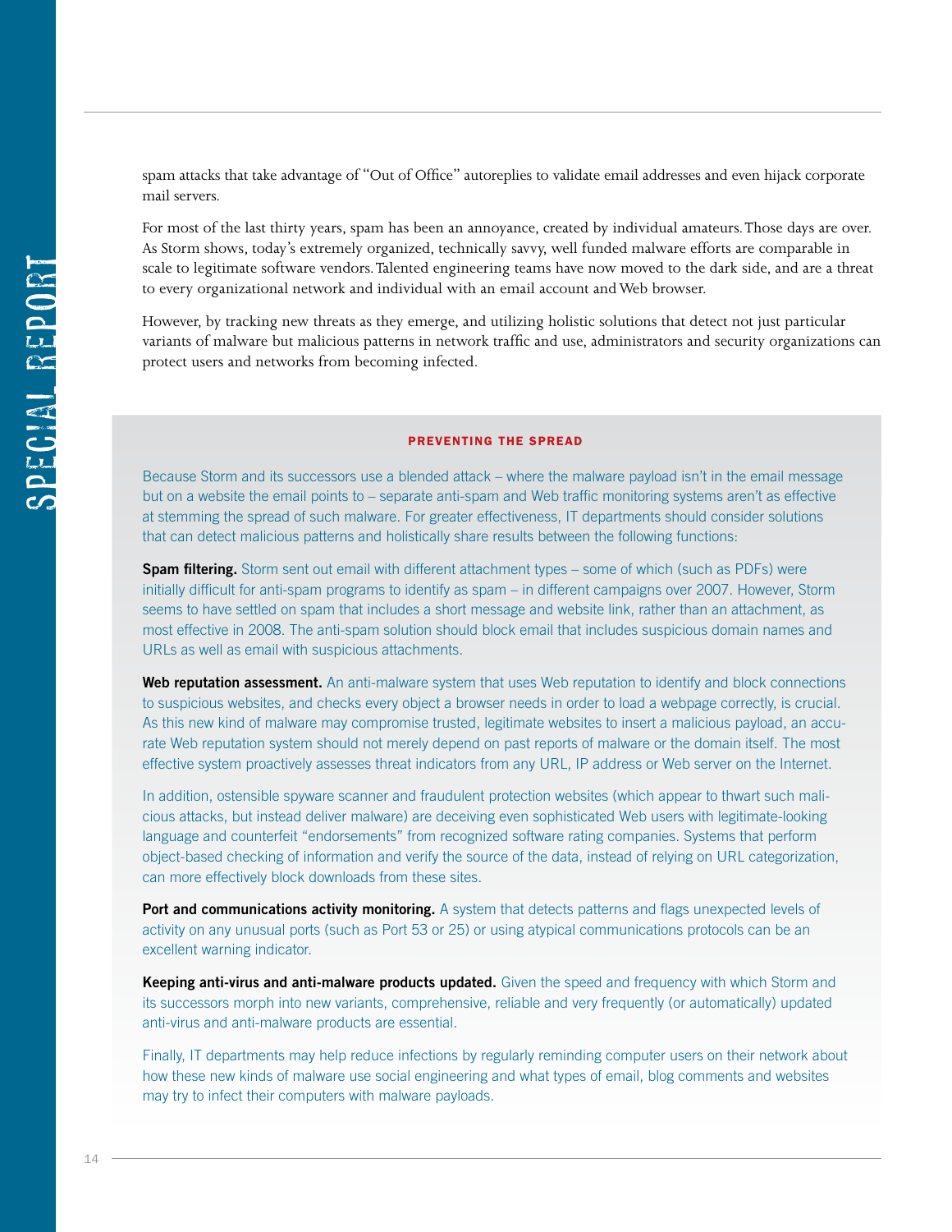spam attacks that take advantage of "Out of Office" autoreplies to validate email addresses and even hijack corporate mail servers.

For most of the last thirty years, spam has been an annoyance, created by individual amateurs. Those days are over. As Storm shows, today's extremely organized, technically savvy, well funded malware efforts are comparable in scale to legitimate software vendors. Talented engineering teams have now moved to the dark side, and are a threat to every organizational network and individual with an email account and Web browser.

However, by tracking new threats as they emerge, and utilizing holistic solutions that detect not just particular variants of malware but malicious patterns in network traffic and use, administrators and security organizations can protect users and networks from becoming infected.

## PREVENTING THE SPREAD

Because Storm and its successors use a blended attack – where the malware payload isn't in the email message but on a website the email points to – separate anti-spam and Web traffic monitoring systems aren't as effective at stemming the spread of such malware. For greater effectiveness, IT departments should consider solutions that can detect malicious patterns and holistically share results between the following functions:

**Spam filtering.** Storm sent out email with different attachment types – some of which (such as PDFs) were initially difficult for anti-spam programs to identify as spam – in different campaigns over 2007. However, Storm seems to have settled on spam that includes a short message and website link, rather than an attachment, as most effective in 2008. The anti-spam solution should block email that includes suspicious domain names and URLs as well as email with suspicious attachments.

**Web reputation assessment.** An anti-malware system that uses Web reputation to identify and block connections to suspicious websites, and checks every object a browser needs in order to load a webpage correctly, is crucial. As this new kind of malware may compromise trusted, legitimate websites to insert a malicious payload, an accurate Web reputation system should not merely depend on past reports of malware or the domain itself. The most effective system proactively assesses threat indicators from any URL, IP address or Web server on the Internet.

In addition, ostensible spyware scanner and fraudulent protection websites (which appear to thwart such malicious attacks, but instead deliver malware) are deceiving even sophisticated Web users with legitimate-looking language and counterfeit "endorsements" from recognized software rating companies. Systems that perform object-based checking of information and verify the source of the data, instead of relying on URL categorization, can more effectively block downloads from these sites.

**Port and communications activity monitoring.** A system that detects patterns and flags unexpected levels of activity on any unusual ports (such as Port 53 or 25) or using atypical communications protocols can be an excellent warning indicator.

**Keeping anti-virus and anti-malware products updated.** Given the speed and frequency with which Storm and its successors morph into new variants, comprehensive, reliable and very frequently (or automatically) updated anti-virus and anti-malware products are essential.

Finally, IT departments may help reduce infections by regularly reminding computer users on their network about how these new kinds of malware use social engineering and what types of email, blog comments and websites may try to infect their computers with malware payloads.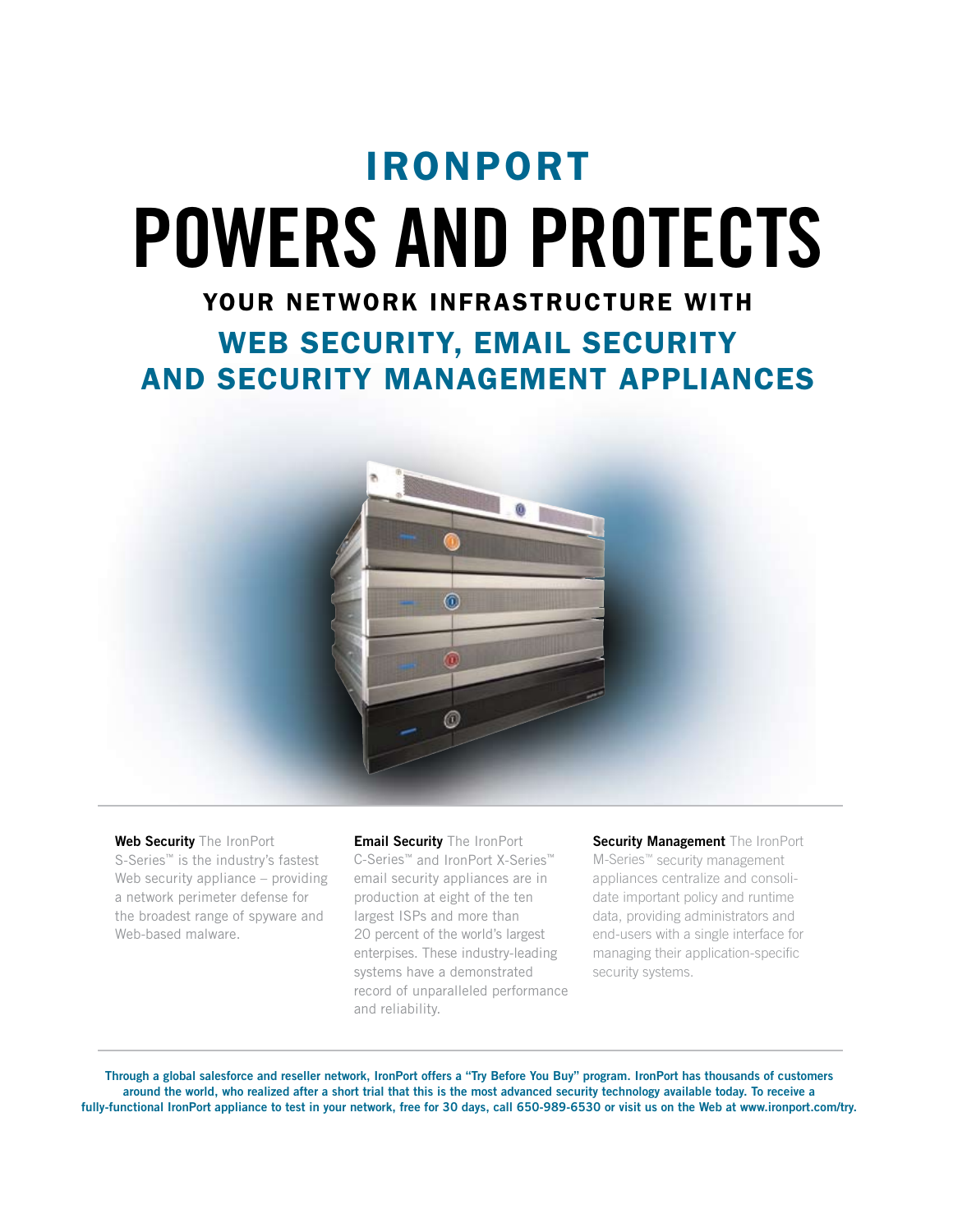# IRONPORT POWERS AND PROTECTS

## YOUR NETWORK INFRASTRUCTURE WITH WEB SECURITY, EMAIL SECURITY AND SECURITY MANAGEMENT APPLIANCES

**Web Security** The IronPort S-Series™ is the industry's fastest Web security appliance – providing a network perimeter defense for the broadest range of spyware and Web-based malware.

**Email Security** The IronPort C-Series™ and IronPort X-Series™ email security appliances are in production at eight of the ten largest ISPs and more than 20 percent of the world's largest enterprises. These industry-leading systems have a demonstrated record of unparalleled performance and reliability.

**Security Management** The IronPort M-Series™ security management appliances centralize and consolidate important policy and runtime data, providing administrators and end-users with a single interface for managing their application-specific security systems.

**Through a global salesforce and reseller network, IronPort offers a "Try Before You Buy" program. IronPort has thousands of customers around the world, who realized after a short trial that this is the most advanced security technology available today. To receive a fully-functional IronPort appliance to test in your network, free for 30 days, call 650-989-6530 or visit us on the Web at www.ironport.com/try.**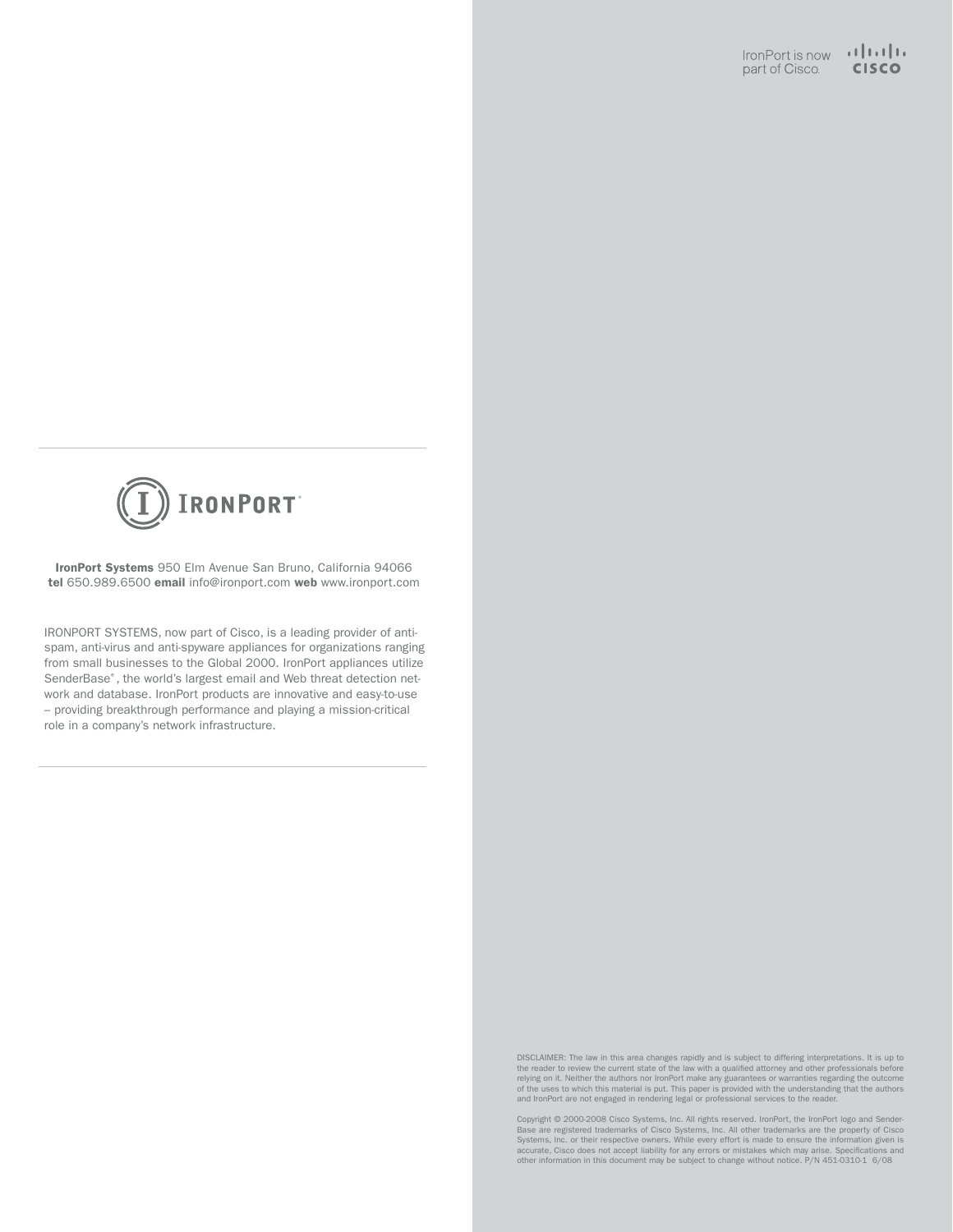IronPort is now part of Cisco.

IRONPORT

**IronPort Systems** 950 Elm Avenue San Bruno, California 94066
**tel** 650.989.6500 **email** info@ironport.com **web** www.ironport.com

IRONPORT SYSTEMS, now part of Cisco, is a leading provider of anti-spam, anti-virus and anti-spyware appliances for organizations ranging from small businesses to the Global 2000. IronPort appliances utilize SenderBase®, the world's largest email and Web threat detection network and database. IronPort products are innovative and easy-to-use – providing breakthrough performance and playing a mission-critical role in a company's network infrastructure.

DISCLAIMER: The law in this area changes rapidly and is subject to differing interpretations. It is up to the reader to review the current state of the law with a qualified attorney and other professionals before relying on it. Neither the authors nor IronPort make any guarantees or warranties regarding the outcome of the uses to which this material is put. This paper is provided with the understanding that the authors and IronPort are not engaged in rendering legal or professional services to the reader.

Copyright © 2000-2008 Cisco Systems, Inc. All rights reserved. IronPort, the IronPort logo and SenderBase are registered trademarks of Cisco Systems, Inc. All other trademarks are the property of Cisco Systems, Inc. or their respective owners. While every effort is made to ensure the information given is accurate, Cisco does not accept liability for any errors or mistakes which may arise. Specifications and other information in this document may be subject to change without notice. P/N 451-0310-1 6/08